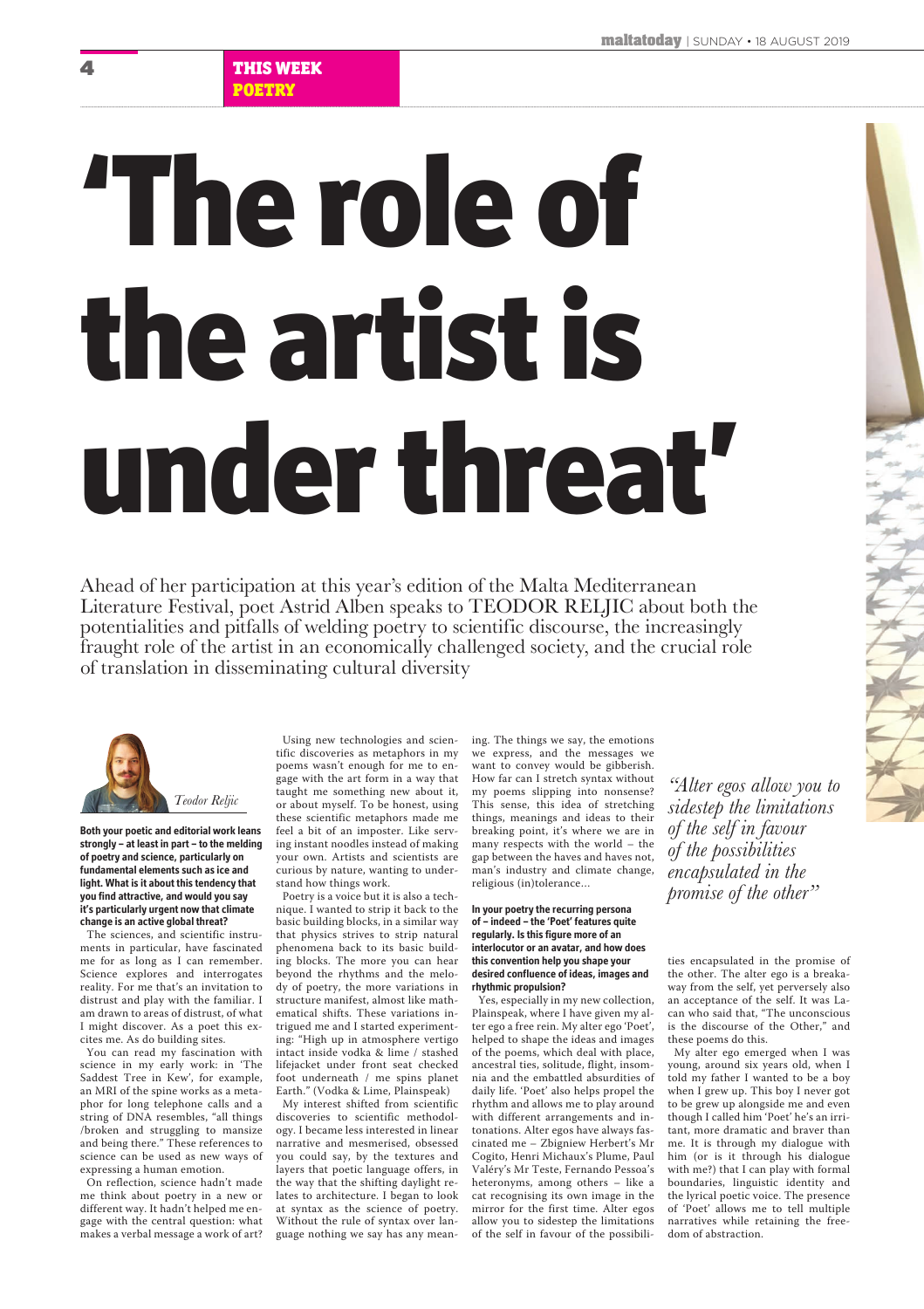THIS WEEK POETRY

# 'The role of the artist is under threat'

Ahead of her participation at this year's edition of the Malta Mediterranean Literature Festival, poet Astrid Alben speaks to TEODOR RELJIC about both the potentialities and pitfalls of welding poetry to scientific discourse, the increasingly fraught role of the artist in an economically challenged society, and the crucial role of translation in disseminating cultural diversity

*Teodor Reljic*

**Both your poetic and editorial work leans strongly – at least in part – to the melding of poetry and science, particularly on fundamental elements such as ice and light. What is it about this tendency that you find attractive, and would you say it's particularly urgent now that climate change is an active global threat?**

The sciences, and scientific instruments in particular, have fascinated me for as long as I can remember. Science explores and interrogates reality. For me that's an invitation to distrust and play with the familiar. I am drawn to areas of distrust, of what I might discover. As a poet this excites me. As do building sites.

You can read my fascination with science in my early work: in 'The Saddest Tree in Kew', for example, an MRI of the spine works as a metaphor for long telephone calls and a string of DNA resembles, "all things /broken and struggling to mansize and being there." These references to science can be used as new ways of expressing a human emotion.

On reflection, science hadn't made me think about poetry in a new or different way. It hadn't helped me engage with the central question: what makes a verbal message a work of art?

Using new technologies and scientific discoveries as metaphors in my poems wasn't enough for me to engage with the art form in a way that taught me something new about it, or about myself. To be honest, using these scientific metaphors made me feel a bit of an imposter. Like serving instant noodles instead of making your own. Artists and scientists are curious by nature, wanting to understand how things work.

Poetry is a voice but it is also a technique. I wanted to strip it back to the basic building blocks, in a similar way that physics strives to strip natural phenomena back to its basic building blocks. The more you can hear beyond the rhythms and the melody of poetry, the more variations in structure manifest, almost like mathematical shifts. These variations intrigued me and I started experimenting: "High up in atmosphere vertigo intact inside vodka & lime / stashed lifejacket under front seat checked foot underneath / me spins planet Earth." (Vodka & Lime, Plainspeak)

My interest shifted from scientific discoveries to scientific methodology. I became less interested in linear narrative and mesmerised, obsessed you could say, by the textures and layers that poetic language offers, in the way that the shifting daylight relates to architecture. I began to look at syntax as the science of poetry. Without the rule of syntax over language nothing we say has any meaning. The things we say, the emotions we express, and the messages we want to convey would be gibberish. How far can I stretch syntax without my poems slipping into nonsense? This sense, this idea of stretching things, meanings and ideas to their breaking point, it's where we are in many respects with the world – the gap between the haves and haves not, man's industry and climate change, religious (in)tolerance…

**In your poetry the recurring persona of – indeed – the 'Poet' features quite regularly. Is this figure more of an interlocutor or an avatar, and how does this convention help you shape your desired confluence of ideas, images and rhythmic propulsion?**

Yes, especially in my new collection, Plainspeak, where I have given my alter ego 'Poet' a free rein. My alter ego 'Poet', helped to shape the ideas and images of the poems, which deal with place, ancestral ties, solitude, flight, insomnia and the embattled absurdities of daily life. 'Poet' also helps propel the rhythm and allows me to play around with different arrangements and intonations. Alter egos have always fascinated me – Zbigniew Herbert's Mr Cogito, Henri Michaux's Plume, Paul Valéry's Mr Teste, Fernando Pessoa's heteronyms, among others – like a cat recognising its own image in the mirror for the first time. Alter egos allow you to sidestep the limitations of the self in favour of the possibilities encapsulated in the promise of the other. The alter ego is a breakaway from the self, yet perversely also an acceptance of the self. It was Lacan who said that, "The unconscious is the discourse of the Other," and these poems do this.

> *"Alter egos allow you to sidestep the limitations of the self in favour of the possibilities encapsulated in the promise of the other"*

My alter ego emerged when I was young, around six years old, when I told my father I wanted to be a boy when I grew up. This boy I never got to be grew up alongside me and even though I called him 'Poet' he's an irritant, more dramatic and braver than me. It is through my dialogue with him (or is it through his dialogue with me?) that I can play with formal boundaries, linguistic identity and the lyrical poetic voice. The presence of 'Poet' allows me to tell multiple narratives while retaining the freedom of abstraction.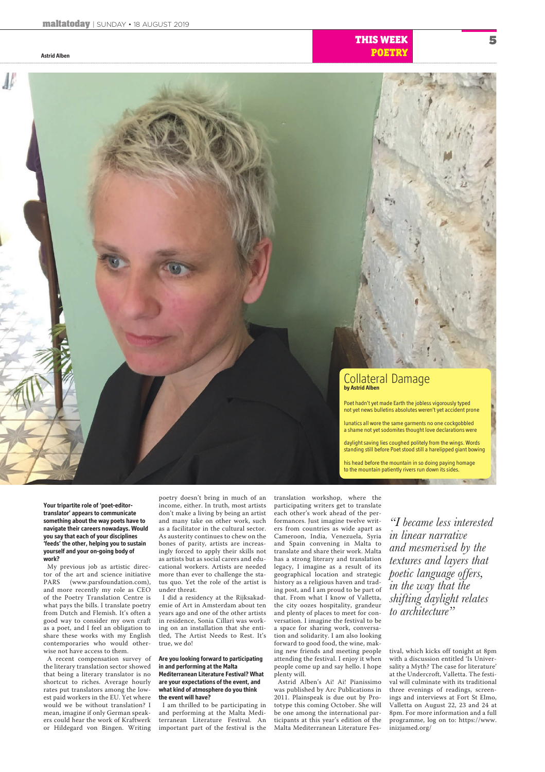Astrid Alben

THIS WEEK
POETRY

## Collateral Damage

**by Astrid Alben**

Poet hadn't yet made Earth the jobless vigorously typed
not yet news bulletins absolutes weren't yet accident prone

lunatics all wore the same garments no one cockgobbled
a shame not yet sodomites thought love declarations were

daylight saving lies coughed politely from the wings. Words
standing still before Poet stood still a harelipped giant bowing

his head before the mountain in so doing paying homage
to the mountain patiently rivers run down its sides.

**Your tripartite role of 'poet-editor-translator' appears to communicate something about the way poets have to navigate their careers nowadays. Would you say that each of your disciplines 'feeds' the other, helping you to sustain yourself and your on-going body of work?**

My previous job as artistic director of the art and science initiative PARS (www.parsfoundation.com), and more recently my role as CEO of the Poetry Translation Centre is what pays the bills. I translate poetry from Dutch and Flemish. It's often a good way to consider my own craft as a poet, and I feel an obligation to share these works with my English contemporaries who would otherwise not have access to them.

A recent compensation survey of the literary translation sector showed that being a literary translator is no shortcut to riches. Average hourly rates put translators among the lowest paid workers in the EU. Yet where would we be without translation? I mean, imagine if only German speakers could hear the work of Kraftwerk or Hildegard von Bingen. Writing poetry doesn't bring in much of an income, either. In truth, most artists don't make a living by being an artist and many take on other work, such as a facilitator in the cultural sector. As austerity continues to chew on the bones of parity, artists are increasingly forced to apply their skills not as artists but as social carers and educational workers. Artists are needed more than ever to challenge the status quo. Yet the role of the artist is under threat.

I did a residency at the Rijksakademie of Art in Amsterdam about ten years ago and one of the other artists in residence, Sonia Cillari was working on an installation that she entitled, The Artist Needs to Rest. It's true, we do!

**Are you looking forward to participating in and performing at the Malta Mediterranean Literature Festival? What are your expectations of the event, and what kind of atmosphere do you think the event will have?**

I am thrilled to be participating in and performing at the Malta Mediterranean Literature Festival. An important part of the festival is the translation workshop, where the participating writers get to translate each other's work ahead of the performances. Just imagine twelve writers from countries as wide apart as Cameroon, India, Venezuela, Syria and Spain convening in Malta to translate and share their work. Malta has a strong literary and translation legacy, I imagine as a result of its geographical location and strategic history as a religious haven and trading post, and I am proud to be part of that. From what I know of Valletta, the city oozes hospitality, grandeur and plenty of places to meet for conversation. I imagine the festival to be a space for sharing work, conversation and solidarity. I am also looking forward to good food, the wine, making new friends and meeting people attending the festival. I enjoy it when people come up and say hello. I hope plenty will.

*"I became less interested in linear narrative and mesmerised by the textures and layers that poetic language offers, in the way that the shifting daylight relates to architecture"*

Astrid Alben's Ai! Ai! Pianissimo was published by Arc Publications in 2011. Plainspeak is due out by Prototype this coming October. She will be one among the international participants at this year's edition of the Malta Mediterranean Literature Festival, which kicks off tonight at 8pm with a discussion entitled 'Is Universality a Myth? The case for literature' at the Undercroft, Valletta. The festival will culminate with its traditional three evenings of readings, screenings and interviews at Fort St Elmo, Valletta on August 22, 23 and 24 at 8pm. For more information and a full programme, log on to: https://www.inizjamed.org/